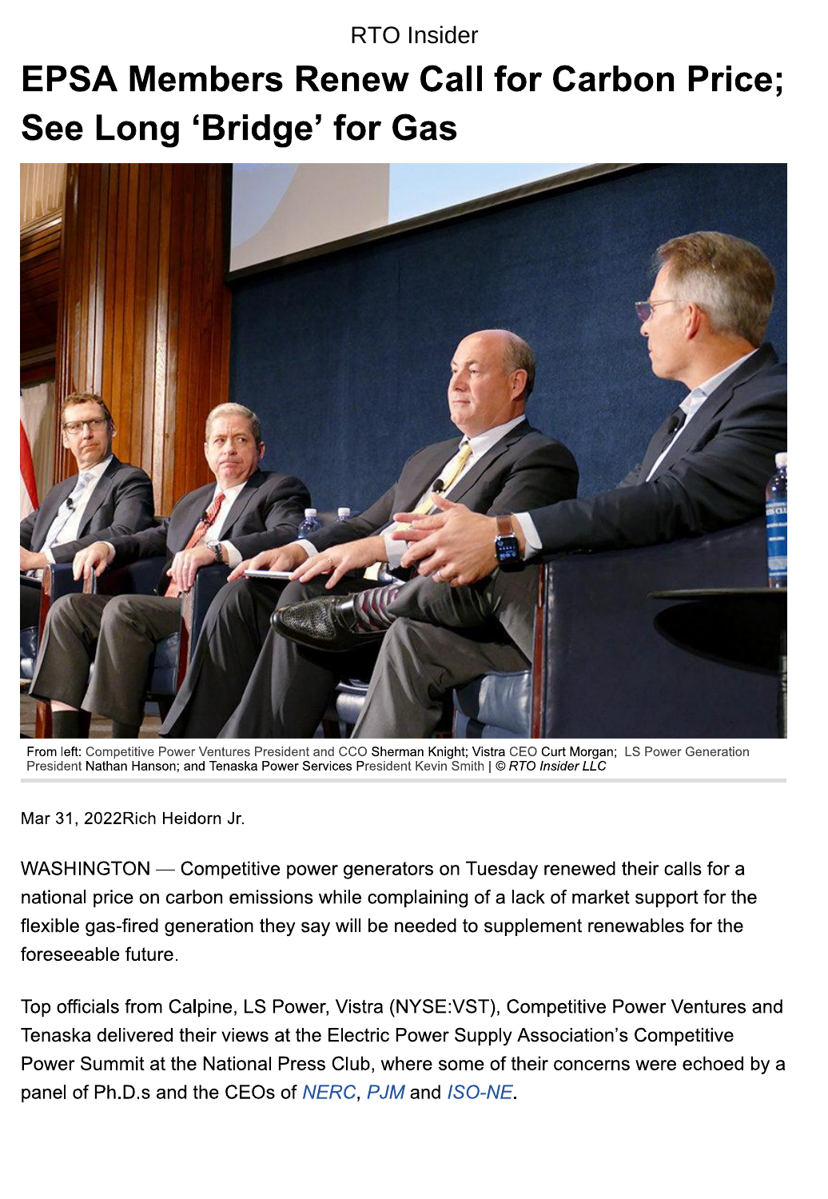RTO Insider

# EPSA Members Renew Call for Carbon Price; See Long 'Bridge' for Gas

From left: Competitive Power Ventures President and CCO Sherman Knight; Vistra CEO Curt Morgan; LS Power Generation President Nathan Hanson; and Tenaska Power Services President Kevin Smith | *© RTO Insider LLC*

Mar 31, 2022Rich Heidorn Jr.

WASHINGTON — Competitive power generators on Tuesday renewed their calls for a national price on carbon emissions while complaining of a lack of market support for the flexible gas-fired generation they say will be needed to supplement renewables for the foreseeable future.

Top officials from Calpine, LS Power, Vistra (NYSE:VST), Competitive Power Ventures and Tenaska delivered their views at the Electric Power Supply Association's Competitive Power Summit at the National Press Club, where some of their concerns were echoed by a panel of Ph.D.s and the CEOs of NERC, PJM and ISO-NE.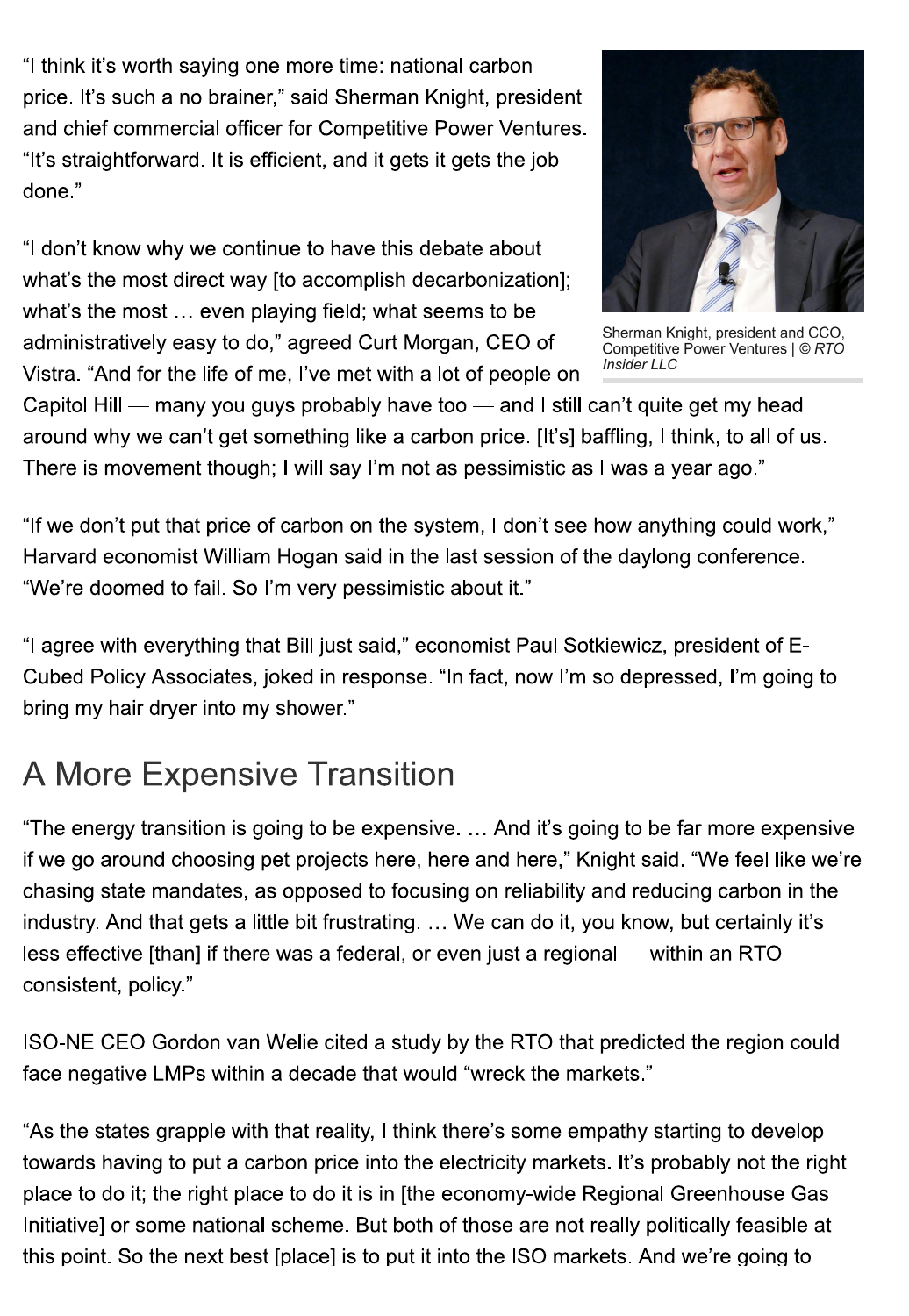"I think it's worth saying one more time: national carbon price. It's such a no brainer," said Sherman Knight, president and chief commercial officer for Competitive Power Ventures. "It's straightforward. It is efficient, and it gets it gets the job done."

Sherman Knight, president and CCO, Competitive Power Ventures | *© RTO Insider LLC*

"I don't know why we continue to have this debate about what's the most direct way [to accomplish decarbonization]; what's the most … even playing field; what seems to be administratively easy to do," agreed Curt Morgan, CEO of Vistra. "And for the life of me, I've met with a lot of people on Capitol Hill — many you guys probably have too — and I still can't quite get my head around why we can't get something like a carbon price. [It's] baffling, I think, to all of us. There is movement though; I will say I'm not as pessimistic as I was a year ago."

"If we don't put that price of carbon on the system, I don't see how anything could work," Harvard economist William Hogan said in the last session of the daylong conference. "We're doomed to fail. So I'm very pessimistic about it."

"I agree with everything that Bill just said," economist Paul Sotkiewicz, president of E-Cubed Policy Associates, joked in response. "In fact, now I'm so depressed, I'm going to bring my hair dryer into my shower."

## A More Expensive Transition

"The energy transition is going to be expensive. … And it's going to be far more expensive if we go around choosing pet projects here, here and here," Knight said. "We feel like we're chasing state mandates, as opposed to focusing on reliability and reducing carbon in the industry. And that gets a little bit frustrating. … We can do it, you know, but certainly it's less effective [than] if there was a federal, or even just a regional — within an RTO — consistent, policy."

ISO-NE CEO Gordon van Welie cited a study by the RTO that predicted the region could face negative LMPs within a decade that would "wreck the markets."

"As the states grapple with that reality, I think there's some empathy starting to develop towards having to put a carbon price into the electricity markets. It's probably not the right place to do it; the right place to do it is in [the economy-wide Regional Greenhouse Gas Initiative] or some national scheme. But both of those are not really politically feasible at this point. So the next best [place] is to put it into the ISO markets. And we're going to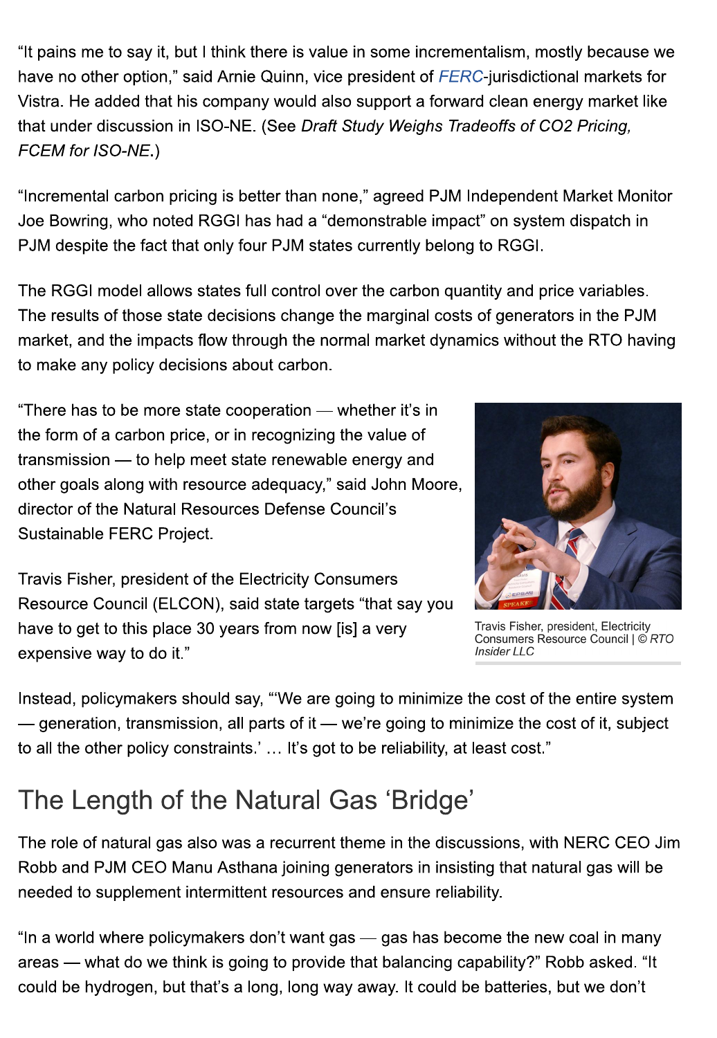"It pains me to say it, but I think there is value in some incrementalism, mostly because we have no other option," said Arnie Quinn, vice president of FERC-jurisdictional markets for Vistra. He added that his company would also support a forward clean energy market like that under discussion in ISO-NE. (See *Draft Study Weighs Tradeoffs of CO2 Pricing, FCEM for ISO-NE*.)

"Incremental carbon pricing is better than none," agreed PJM Independent Market Monitor Joe Bowring, who noted RGGI has had a "demonstrable impact" on system dispatch in PJM despite the fact that only four PJM states currently belong to RGGI.

The RGGI model allows states full control over the carbon quantity and price variables. The results of those state decisions change the marginal costs of generators in the PJM market, and the impacts flow through the normal market dynamics without the RTO having to make any policy decisions about carbon.

"There has to be more state cooperation — whether it's in the form of a carbon price, or in recognizing the value of transmission — to help meet state renewable energy and other goals along with resource adequacy," said John Moore, director of the Natural Resources Defense Council's Sustainable FERC Project.

Travis Fisher, president, Electricity Consumers Resource Council | © *RTO Insider LLC*

Travis Fisher, president of the Electricity Consumers Resource Council (ELCON), said state targets "that say you have to get to this place 30 years from now [is] a very expensive way to do it."

Instead, policymakers should say, "'We are going to minimize the cost of the entire system — generation, transmission, all parts of it — we're going to minimize the cost of it, subject to all the other policy constraints.' … It's got to be reliability, at least cost."

## The Length of the Natural Gas 'Bridge'

The role of natural gas also was a recurrent theme in the discussions, with NERC CEO Jim Robb and PJM CEO Manu Asthana joining generators in insisting that natural gas will be needed to supplement intermittent resources and ensure reliability.

"In a world where policymakers don't want gas — gas has become the new coal in many areas — what do we think is going to provide that balancing capability?" Robb asked. "It could be hydrogen, but that's a long, long way away. It could be batteries, but we don't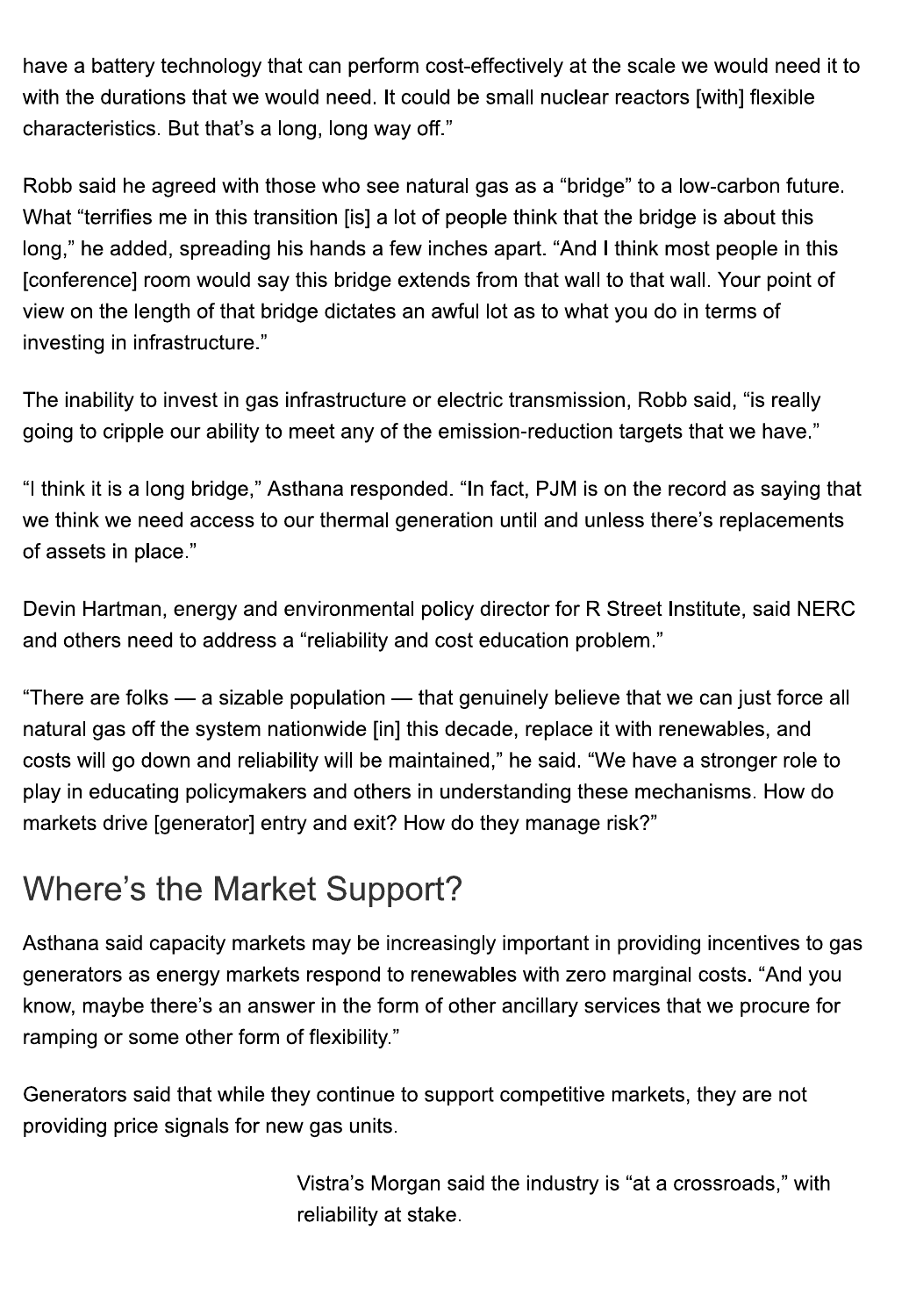have a battery technology that can perform cost-effectively at the scale we would need it to with the durations that we would need. It could be small nuclear reactors [with] flexible characteristics. But that's a long, long way off."

Robb said he agreed with those who see natural gas as a "bridge" to a low-carbon future. What "terrifies me in this transition [is] a lot of people think that the bridge is about this long," he added, spreading his hands a few inches apart. "And I think most people in this [conference] room would say this bridge extends from that wall to that wall. Your point of view on the length of that bridge dictates an awful lot as to what you do in terms of investing in infrastructure."

The inability to invest in gas infrastructure or electric transmission, Robb said, "is really going to cripple our ability to meet any of the emission-reduction targets that we have."

"I think it is a long bridge," Asthana responded. "In fact, PJM is on the record as saying that we think we need access to our thermal generation until and unless there's replacements of assets in place."

Devin Hartman, energy and environmental policy director for R Street Institute, said NERC and others need to address a "reliability and cost education problem."

"There are folks — a sizable population — that genuinely believe that we can just force all natural gas off the system nationwide [in] this decade, replace it with renewables, and costs will go down and reliability will be maintained," he said. "We have a stronger role to play in educating policymakers and others in understanding these mechanisms. How do markets drive [generator] entry and exit? How do they manage risk?"

## Where's the Market Support?

Asthana said capacity markets may be increasingly important in providing incentives to gas generators as energy markets respond to renewables with zero marginal costs. "And you know, maybe there's an answer in the form of other ancillary services that we procure for ramping or some other form of flexibility."

Generators said that while they continue to support competitive markets, they are not providing price signals for new gas units.

Vistra's Morgan said the industry is "at a crossroads," with reliability at stake.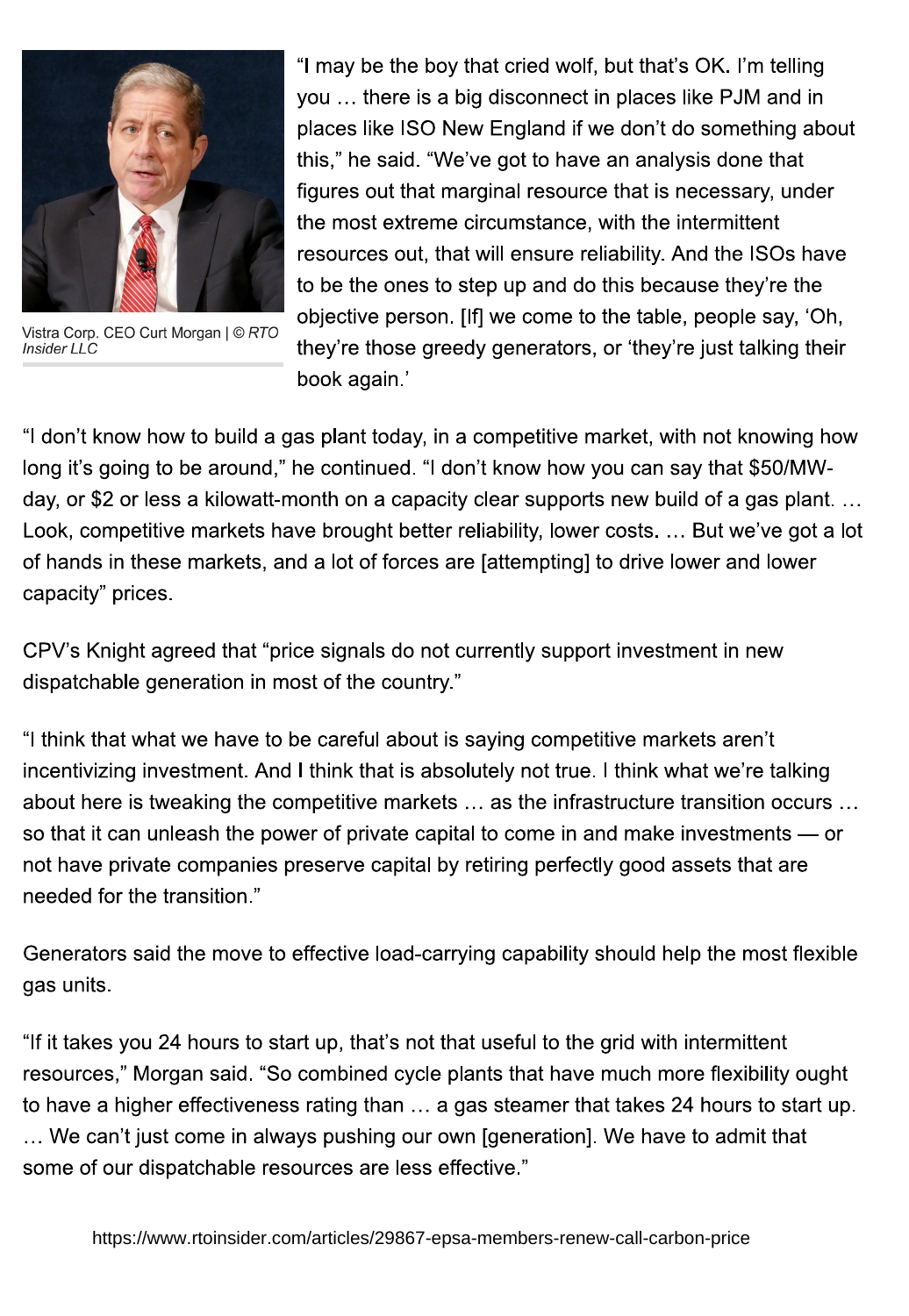Vistra Corp. CEO Curt Morgan | © *RTO Insider LLC*

"I may be the boy that cried wolf, but that's OK. I'm telling you … there is a big disconnect in places like PJM and in places like ISO New England if we don't do something about this," he said. "We've got to have an analysis done that figures out that marginal resource that is necessary, under the most extreme circumstance, with the intermittent resources out, that will ensure reliability. And the ISOs have to be the ones to step up and do this because they're the objective person. [If] we come to the table, people say, 'Oh, they're those greedy generators, or 'they're just talking their book again.'

"I don't know how to build a gas plant today, in a competitive market, with not knowing how long it's going to be around," he continued. "I don't know how you can say that $50/MW-day, or $2 or less a kilowatt-month on a capacity clear supports new build of a gas plant. … Look, competitive markets have brought better reliability, lower costs. … But we've got a lot of hands in these markets, and a lot of forces are [attempting] to drive lower and lower capacity" prices.

CPV's Knight agreed that "price signals do not currently support investment in new dispatchable generation in most of the country."

"I think that what we have to be careful about is saying competitive markets aren't incentivizing investment. And I think that is absolutely not true. I think what we're talking about here is tweaking the competitive markets … as the infrastructure transition occurs … so that it can unleash the power of private capital to come in and make investments — or not have private companies preserve capital by retiring perfectly good assets that are needed for the transition."

Generators said the move to effective load-carrying capability should help the most flexible gas units.

"If it takes you 24 hours to start up, that's not that useful to the grid with intermittent resources," Morgan said. "So combined cycle plants that have much more flexibility ought to have a higher effectiveness rating than … a gas steamer that takes 24 hours to start up. … We can't just come in always pushing our own [generation]. We have to admit that some of our dispatchable resources are less effective."

https://www.rtoinsider.com/articles/29867-epsa-members-renew-call-carbon-price